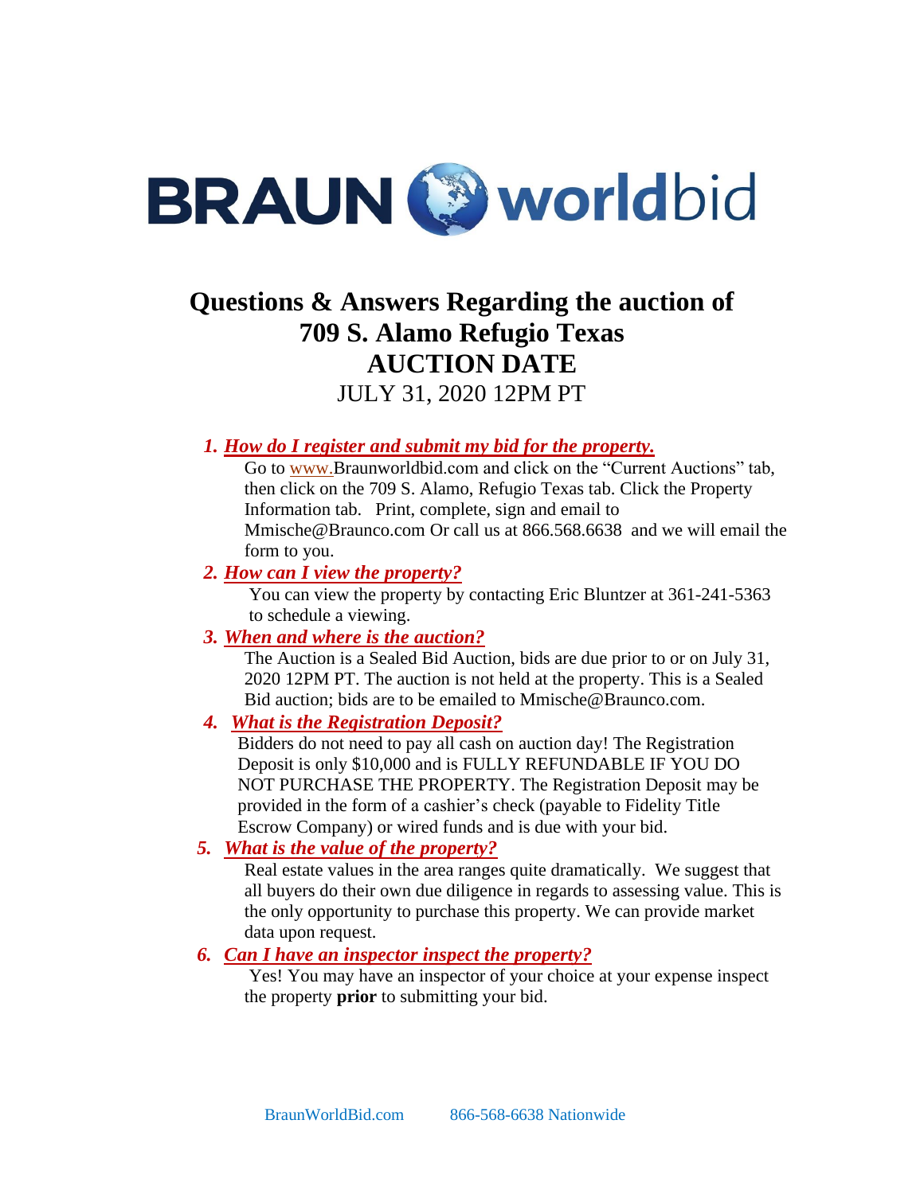# BRAUN worldbid

## Questions & Answers Regarding the auction of 709 S. Alamo Refugio Texas AUCTION DATE

JULY 31, 2020 12PM PT

1. ***How do I register and submit my bid for the property.***

   Go to www.Braunworldbid.com and click on the "Current Auctions" tab, then click on the 709 S. Alamo, Refugio Texas tab. Click the Property Information tab. Print, complete, sign and email to Mmische@Braunco.com Or call us at 866.568.6638 and we will email the form to you.

2. ***How can I view the property?***

   You can view the property by contacting Eric Bluntzer at 361-241-5363 to schedule a viewing.

3. ***When and where is the auction?***

   The Auction is a Sealed Bid Auction, bids are due prior to or on July 31, 2020 12PM PT. The auction is not held at the property. This is a Sealed Bid auction; bids are to be emailed to Mmische@Braunco.com.

4. ***What is the Registration Deposit?***

   Bidders do not need to pay all cash on auction day! The Registration Deposit is only $10,000 and is FULLY REFUNDABLE IF YOU DO NOT PURCHASE THE PROPERTY. The Registration Deposit may be provided in the form of a cashier's check (payable to Fidelity Title Escrow Company) or wired funds and is due with your bid.

5. ***What is the value of the property?***

   Real estate values in the area ranges quite dramatically. We suggest that all buyers do their own due diligence in regards to assessing value. This is the only opportunity to purchase this property. We can provide market data upon request.

6. ***Can I have an inspector inspect the property?***

   Yes! You may have an inspector of your choice at your expense inspect the property **prior** to submitting your bid.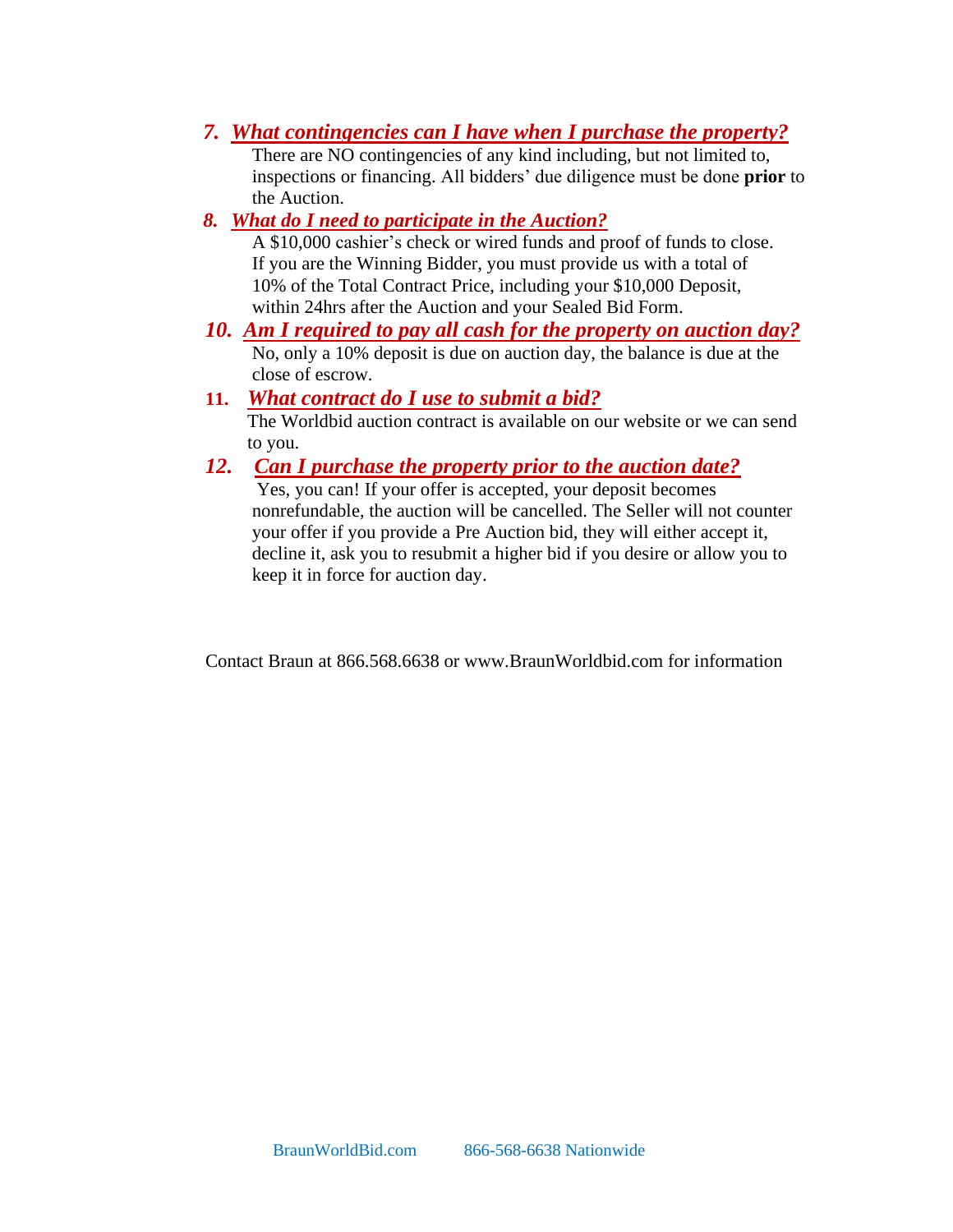### 7. *What contingencies can I have when I purchase the property?*

There are NO contingencies of any kind including, but not limited to, inspections or financing. All bidders' due diligence must be done **prior** to the Auction.

### 8. *What do I need to participate in the Auction?*

A $10,000 cashier's check or wired funds and proof of funds to close. If you are the Winning Bidder, you must provide us with a total of 10% of the Total Contract Price, including your $10,000 Deposit, within 24hrs after the Auction and your Sealed Bid Form.

### 10. *Am I required to pay all cash for the property on auction day?*

No, only a 10% deposit is due on auction day, the balance is due at the close of escrow.

### 11. *What contract do I use to submit a bid?*

The Worldbid auction contract is available on our website or we can send to you.

### 12. *Can I purchase the property prior to the auction date?*

Yes, you can! If your offer is accepted, your deposit becomes nonrefundable, the auction will be cancelled. The Seller will not counter your offer if you provide a Pre Auction bid, they will either accept it, decline it, ask you to resubmit a higher bid if you desire or allow you to keep it in force for auction day.

Contact Braun at 866.568.6638 or www.BraunWorldbid.com for information